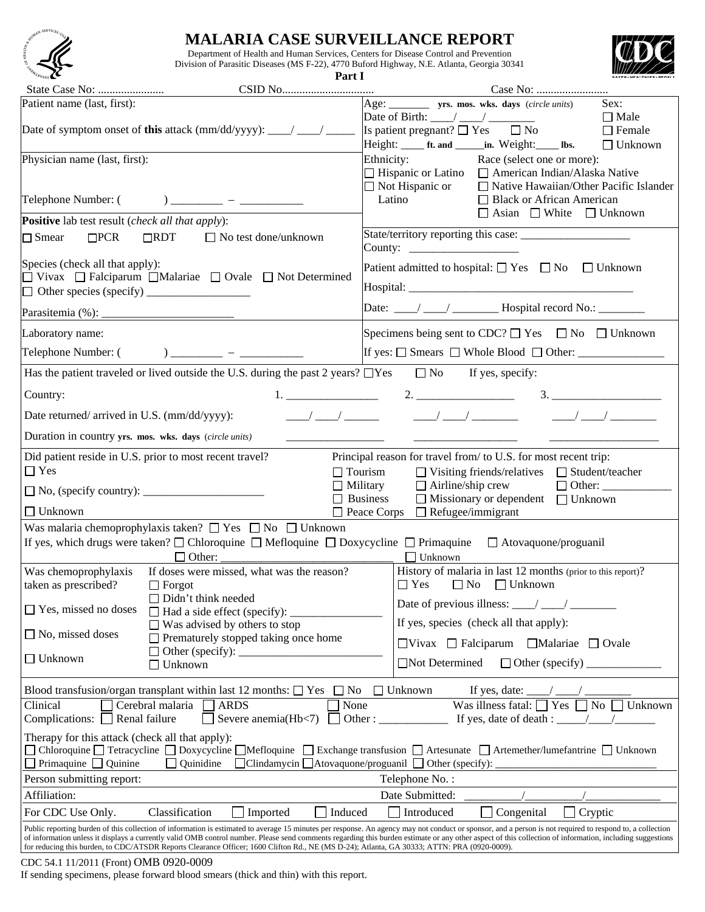# MALARIA CASE SURVEILLANCE REPORT

Department of Health and Human Services, Centers for Disease Control and Prevention
Division of Parasitic Diseases (MS F-22), 4770 Buford Highway, N.E. Atlanta, Georgia 30341

**Part I**

State Case No: ....................... CSID No................................ Case No: .........................

Patient name (last, first):

Date of symptom onset of **this** attack (mm/dd/yyyy): ____/ ____/ _____

Age: _______ yrs. mos. wks. days (*circle units*)
Date of Birth: ____/ ____/ ________
Is patient pregnant? ☐ Yes ☐ No
Height: ____ ft. and _____in. Weight:____ lbs.

Sex: ☐ Male ☐ Female ☐ Unknown

Physician name (last, first):

Telephone Number: ( ) ________ – __________

Ethnicity: ☐ Hispanic or Latino ☐ Not Hispanic or Latino

Race (select one or more): ☐ American Indian/Alaska Native ☐ Native Hawaiian/Other Pacific Islander ☐ Black or African American ☐ Asian ☐ White ☐ Unknown

**Positive** lab test result (*check all that apply*):
☐ Smear ☐PCR ☐RDT ☐ No test done/unknown

State/territory reporting this case: ___________________
County: ___________________

Species (check all that apply):
☐ Vivax ☐ Falciparum ☐Malariae ☐ Ovale ☐ Not Determined
☐ Other species (specify) _________________

Parasitemia (%): ______________________

Patient admitted to hospital: ☐ Yes ☐ No ☐ Unknown
Hospital: ______________________________________
Date: ____/ ____/ ________ Hospital record No.: ________

Laboratory name:

Telephone Number: ( ) ________ – __________

Specimens being sent to CDC? ☐ Yes ☐ No ☐ Unknown
If yes: ☐ Smears ☐ Whole Blood ☐ Other: _______________

Has the patient traveled or lived outside the U.S. during the past 2 years? ☐Yes ☐ No If yes, specify:

| | 1. | 2. | 3. |
|---|---|---|---|
| Country: | ________________ | ________________ | ________________ |
| Date returned/ arrived in U.S. (mm/dd/yyyy): | ____/ ____/ ______ | ____/ ____/ ________ | ____/ ____/ ________ |
| Duration in country yrs. mos. wks. days (*circle units*) | ________________ | ________________ | ________________ |

Did patient reside in U.S. prior to most recent travel?
☐ Yes
☐ No, (specify country): ____________________
☐ Unknown

Principal reason for travel from/ to U.S. for most recent trip:
☐ Tourism ☐ Visiting friends/relatives ☐ Student/teacher
☐ Military ☐ Airline/ship crew ☐ Other: ___________
☐ Business ☐ Missionary or dependent ☐ Unknown
☐ Peace Corps ☐ Refugee/immigrant

Was malaria chemoprophylaxis taken? ☐ Yes ☐ No ☐ Unknown
If yes, which drugs were taken? ☐ Chloroquine ☐ Mefloquine ☐ Doxycycline ☐ Primaquine ☐ Atovaquone/proguanil ☐ Other: ______________________________ ☐ Unknown

Was chemoprophylaxis taken as prescribed?
☐ Yes, missed no doses
☐ No, missed doses
☐ Unknown

If doses were missed, what was the reason?
☐ Forgot
☐ Didn't think needed
☐ Had a side effect (specify): _______________
☐ Was advised by others to stop
☐ Prematurely stopped taking once home
☐ Other (specify): ________________________
☐ Unknown

History of malaria in last 12 months (prior to this report)?
☐ Yes ☐ No ☐ Unknown
Date of previous illness: ____/ ____/ ________
If yes, species (check all that apply):
☐Vivax ☐ Falciparum ☐Malariae ☐ Ovale
☐Not Determined ☐ Other (specify) ____________

Blood transfusion/organ transplant within last 12 months: ☐ Yes ☐ No ☐ Unknown If yes, date: ____/ ____/ ________

Clinical Complications: ☐ Cerebral malaria ☐ ARDS ☐ None ☐ Renal failure ☐ Severe anemia(Hb<7) ☐ Other : ___________

Was illness fatal: ☐ Yes ☐ No ☐ Unknown
If yes, date of death : _____/____/_______

Therapy for this attack (check all that apply):
☐ Chloroquine ☐ Tetracycline ☐ Doxycycline ☐Mefloquine ☐ Exchange transfusion ☐ Artesunate ☐ Artemether/lumefantrine ☐ Unknown
☐ Primaquine ☐ Quinine ☐ Quinidine ☐Clindamycin ☐Atovaquone/proguanil ☐ Other (specify): ____________________________

Person submitting report: Telephone No. :

Affiliation: Date Submitted: __________/__________/_____________

For CDC Use Only. Classification ☐ Imported ☐ Induced ☐ Introduced ☐ Congenital ☐ Cryptic

Public reporting burden of this collection of information is estimated to average 15 minutes per response. An agency may not conduct or sponsor, and a person is not required to respond to, a collection of information unless it displays a currently valid OMB control number. Please send comments regarding this burden estimate or any other aspect of this collection of information, including suggestions for reducing this burden, to CDC/ATSDR Reports Clearance Officer; 1600 Clifton Rd., NE (MS D-24); Atlanta, GA 30333; ATTN: PRA (0920-0009).

CDC 54.1 11/2011 (Front) OMB 0920-0009
If sending specimens, please forward blood smears (thick and thin) with this report.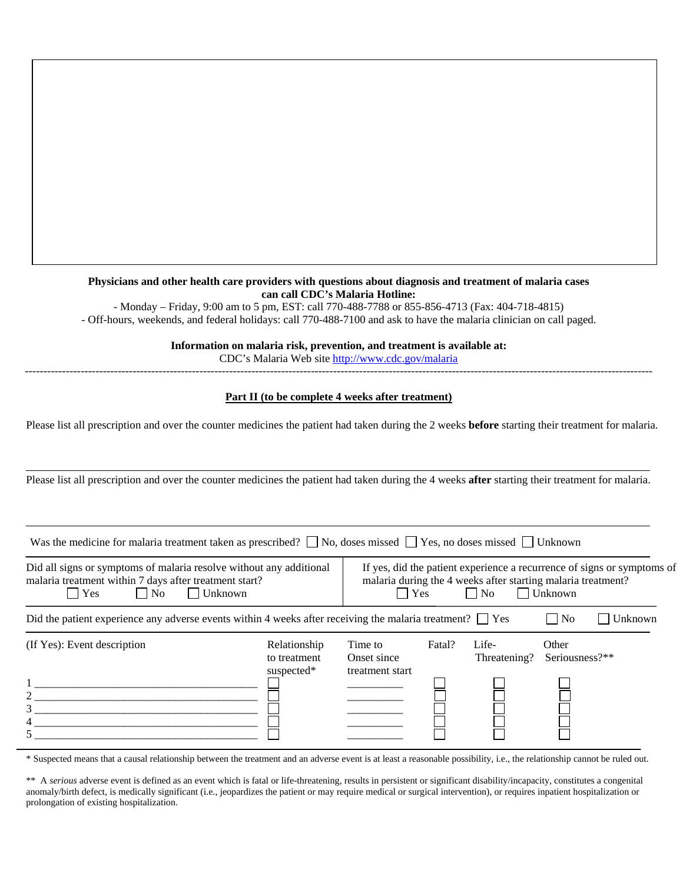**Physicians and other health care providers with questions about diagnosis and treatment of malaria cases can call CDC's Malaria Hotline:**

- Monday – Friday, 9:00 am to 5 pm, EST: call 770-488-7788 or 855-856-4713 (Fax: 404-718-4815)
- Off-hours, weekends, and federal holidays: call 770-488-7100 and ask to have the malaria clinician on call paged.

**Information on malaria risk, prevention, and treatment is available at:**

CDC's Malaria Web site http://www.cdc.gov/malaria

---

## Part II (to be complete 4 weeks after treatment)

Please list all prescription and over the counter medicines the patient had taken during the 2 weeks **before** starting their treatment for malaria.

___

Please list all prescription and over the counter medicines the patient had taken during the 4 weeks **after** starting their treatment for malaria.

___

Was the medicine for malaria treatment taken as prescribed? ☐ No, doses missed ☐ Yes, no doses missed ☐ Unknown

Did all signs or symptoms of malaria resolve without any additional malaria treatment within 7 days after treatment start?
☐ Yes ☐ No ☐ Unknown

If yes, did the patient experience a recurrence of signs or symptoms of malaria during the 4 weeks after starting malaria treatment?
☐ Yes ☐ No ☐ Unknown

Did the patient experience any adverse events within 4 weeks after receiving the malaria treatment? ☐ Yes ☐ No ☐ Unknown

| (If Yes): Event description | Relationship to treatment suspected* | Time to Onset since treatment start | Fatal? | Life-Threatening? | Other Seriousness?** |
|---|---|---|---|---|---|
| 1 ________ | ☐ | ________ | ☐ | ☐ | ☐ |
| 2 ________ | ☐ | ________ | ☐ | ☐ | ☐ |
| 3 ________ | ☐ | ________ | ☐ | ☐ | ☐ |
| 4 ________ | ☐ | ________ | ☐ | ☐ | ☐ |
| 5 ________ | ☐ | ________ | ☐ | ☐ | ☐ |

* Suspected means that a causal relationship between the treatment and an adverse event is at least a reasonable possibility, i.e., the relationship cannot be ruled out.

** A *serious* adverse event is defined as an event which is fatal or life-threatening, results in persistent or significant disability/incapacity, constitutes a congenital anomaly/birth defect, is medically significant (i.e., jeopardizes the patient or may require medical or surgical intervention), or requires inpatient hospitalization or prolongation of existing hospitalization.